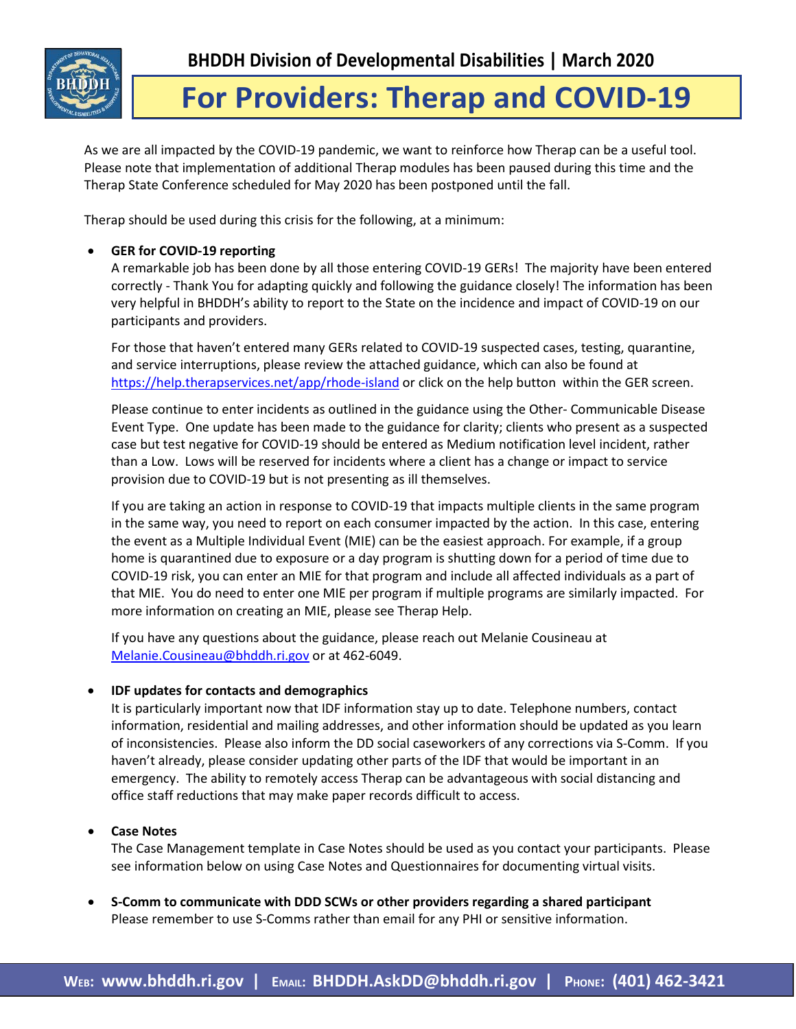**BHDDH Division of Developmental Disabilities | March 2020**

# For Providers: Therap and COVID-19

As we are all impacted by the COVID-19 pandemic, we want to reinforce how Therap can be a useful tool. Please note that implementation of additional Therap modules has been paused during this time and the Therap State Conference scheduled for May 2020 has been postponed until the fall.

Therap should be used during this crisis for the following, at a minimum:

- **GER for COVID-19 reporting**
  A remarkable job has been done by all those entering COVID-19 GERs! The majority have been entered correctly - Thank You for adapting quickly and following the guidance closely! The information has been very helpful in BHDDH's ability to report to the State on the incidence and impact of COVID-19 on our participants and providers.

  For those that haven't entered many GERs related to COVID-19 suspected cases, testing, quarantine, and service interruptions, please review the attached guidance, which can also be found at https://help.therapservices.net/app/rhode-island or click on the help button within the GER screen.

  Please continue to enter incidents as outlined in the guidance using the Other- Communicable Disease Event Type. One update has been made to the guidance for clarity; clients who present as a suspected case but test negative for COVID-19 should be entered as Medium notification level incident, rather than a Low. Lows will be reserved for incidents where a client has a change or impact to service provision due to COVID-19 but is not presenting as ill themselves.

  If you are taking an action in response to COVID-19 that impacts multiple clients in the same program in the same way, you need to report on each consumer impacted by the action. In this case, entering the event as a Multiple Individual Event (MIE) can be the easiest approach. For example, if a group home is quarantined due to exposure or a day program is shutting down for a period of time due to COVID-19 risk, you can enter an MIE for that program and include all affected individuals as a part of that MIE. You do need to enter one MIE per program if multiple programs are similarly impacted. For more information on creating an MIE, please see Therap Help.

  If you have any questions about the guidance, please reach out Melanie Cousineau at Melanie.Cousineau@bhddh.ri.gov or at 462-6049.

- **IDF updates for contacts and demographics**
  It is particularly important now that IDF information stay up to date. Telephone numbers, contact information, residential and mailing addresses, and other information should be updated as you learn of inconsistencies. Please also inform the DD social caseworkers of any corrections via S-Comm. If you haven't already, please consider updating other parts of the IDF that would be important in an emergency. The ability to remotely access Therap can be advantageous with social distancing and office staff reductions that may make paper records difficult to access.

- **Case Notes**
  The Case Management template in Case Notes should be used as you contact your participants. Please see information below on using Case Notes and Questionnaires for documenting virtual visits.

- **S-Comm to communicate with DDD SCWs or other providers regarding a shared participant**
  Please remember to use S-Comms rather than email for any PHI or sensitive information.

**Web:** www.bhddh.ri.gov | **Email:** BHDDH.AskDD@bhddh.ri.gov | **Phone:** (401) 462-3421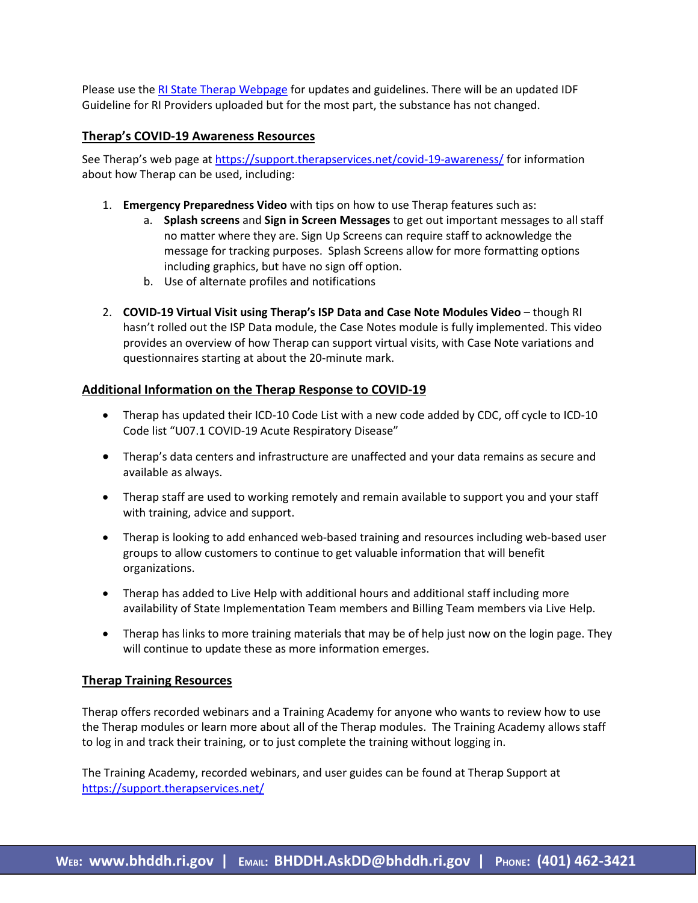Please use the [RI State Therap Webpage](RI State Therap Webpage) for updates and guidelines. There will be an updated IDF Guideline for RI Providers uploaded but for the most part, the substance has not changed.

## Therap's COVID-19 Awareness Resources

See Therap's web page at https://support.therapservices.net/covid-19-awareness/ for information about how Therap can be used, including:

1. **Emergency Preparedness Video** with tips on how to use Therap features such as:
   a. **Splash screens** and **Sign in Screen Messages** to get out important messages to all staff no matter where they are. Sign Up Screens can require staff to acknowledge the message for tracking purposes. Splash Screens allow for more formatting options including graphics, but have no sign off option.
   b. Use of alternate profiles and notifications

2. **COVID-19 Virtual Visit using Therap's ISP Data and Case Note Modules Video** – though RI hasn't rolled out the ISP Data module, the Case Notes module is fully implemented. This video provides an overview of how Therap can support virtual visits, with Case Note variations and questionnaires starting at about the 20-minute mark.

## Additional Information on the Therap Response to COVID-19

- Therap has updated their ICD-10 Code List with a new code added by CDC, off cycle to ICD-10 Code list "U07.1 COVID-19 Acute Respiratory Disease"

- Therap's data centers and infrastructure are unaffected and your data remains as secure and available as always.

- Therap staff are used to working remotely and remain available to support you and your staff with training, advice and support.

- Therap is looking to add enhanced web-based training and resources including web-based user groups to allow customers to continue to get valuable information that will benefit organizations.

- Therap has added to Live Help with additional hours and additional staff including more availability of State Implementation Team members and Billing Team members via Live Help.

- Therap has links to more training materials that may be of help just now on the login page. They will continue to update these as more information emerges.

## Therap Training Resources

Therap offers recorded webinars and a Training Academy for anyone who wants to review how to use the Therap modules or learn more about all of the Therap modules. The Training Academy allows staff to log in and track their training, or to just complete the training without logging in.

The Training Academy, recorded webinars, and user guides can be found at Therap Support at https://support.therapservices.net/